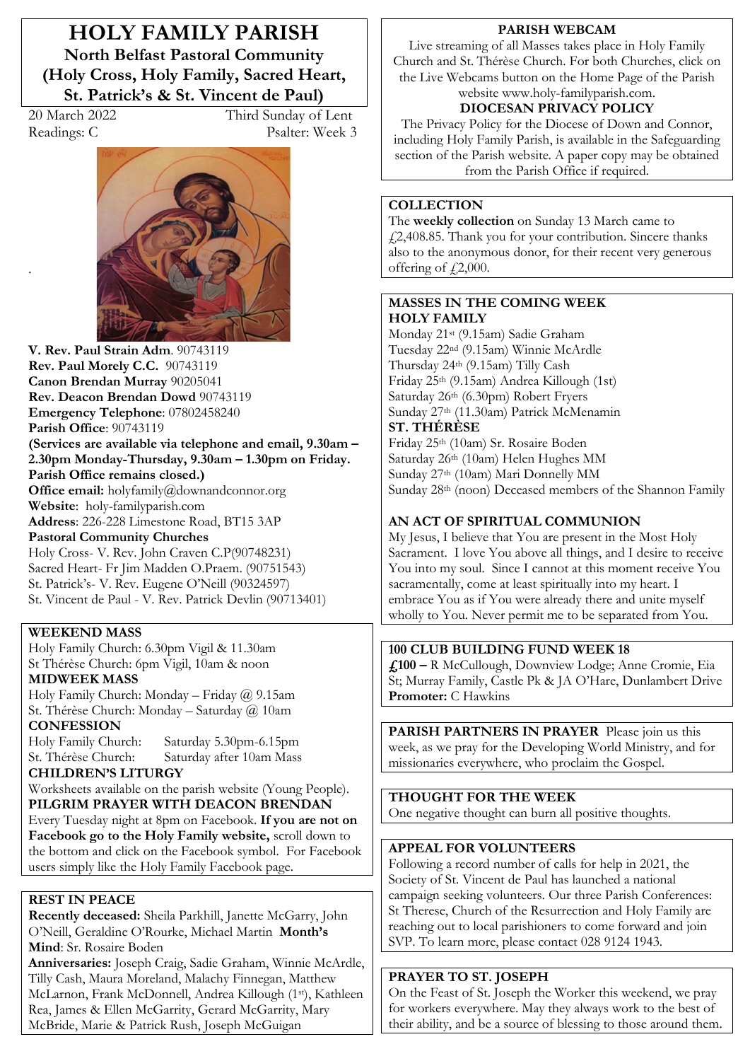# HOLY FAMILY PARISH

## North Belfast Pastoral Community (Holy Cross, Holy Family, Sacred Heart, St. Patrick's & St. Vincent de Paul)

20 March 2022 — Third Sunday of Lent

Readings: C — Psalter: Week 3

**V. Rev. Paul Strain Adm**. 90743119
**Rev. Paul Morely C.C.** 90743119
**Canon Brendan Murray** 90205041
**Rev. Deacon Brendan Dowd** 90743119
**Emergency Telephone**: 07802458240
**Parish Office**: 90743119
**(Services are available via telephone and email, 9.30am – 2.30pm Monday-Thursday, 9.30am – 1.30pm on Friday. Parish Office remains closed.)**
**Office email:** holyfamily@downandconnor.org
**Website**: holy-familyparish.com
**Address**: 226-228 Limestone Road, BT15 3AP
**Pastoral Community Churches**
Holy Cross- V. Rev. John Craven C.P(90748231)
Sacred Heart- Fr Jim Madden O.Praem. (90751543)
St. Patrick's- V. Rev. Eugene O'Neill (90324597)
St. Vincent de Paul - V. Rev. Patrick Devlin (90713401)

**WEEKEND MASS**
Holy Family Church: 6.30pm Vigil & 11.30am
St Thérèse Church: 6pm Vigil, 10am & noon
**MIDWEEK MASS**
Holy Family Church: Monday – Friday @ 9.15am
St. Thérèse Church: Monday – Saturday @ 10am
**CONFESSION**
Holy Family Church: Saturday 5.30pm-6.15pm
St. Thérèse Church: Saturday after 10am Mass
**CHILDREN'S LITURGY**
Worksheets available on the parish website (Young People).
**PILGRIM PRAYER WITH DEACON BRENDAN**
Every Tuesday night at 8pm on Facebook. **If you are not on Facebook go to the Holy Family website,** scroll down to the bottom and click on the Facebook symbol. For Facebook users simply like the Holy Family Facebook page.

**REST IN PEACE**
**Recently deceased:** Sheila Parkhill, Janette McGarry, John O'Neill, Geraldine O'Rourke, Michael Martin **Month's Mind**: Sr. Rosaire Boden
**Anniversaries:** Joseph Craig, Sadie Graham, Winnie McArdle, Tilly Cash, Maura Moreland, Malachy Finnegan, Matthew McLarnon, Frank McDonnell, Andrea Killough (1st), Kathleen Rea, James & Ellen McGarrity, Gerard McGarrity, Mary McBride, Marie & Patrick Rush, Joseph McGuigan

**PARISH WEBCAM**
Live streaming of all Masses takes place in Holy Family Church and St. Thérèse Church. For both Churches, click on the Live Webcams button on the Home Page of the Parish website www.holy-familyparish.com.
**DIOCESAN PRIVACY POLICY**
The Privacy Policy for the Diocese of Down and Connor, including Holy Family Parish, is available in the Safeguarding section of the Parish website. A paper copy may be obtained from the Parish Office if required.

**COLLECTION**
The **weekly collection** on Sunday 13 March came to £2,408.85. Thank you for your contribution. Sincere thanks also to the anonymous donor, for their recent very generous offering of £2,000.

**MASSES IN THE COMING WEEK**
**HOLY FAMILY**
Monday 21st (9.15am) Sadie Graham
Tuesday 22nd (9.15am) Winnie McArdle
Thursday 24th (9.15am) Tilly Cash
Friday 25th (9.15am) Andrea Killough (1st)
Saturday 26th (6.30pm) Robert Fryers
Sunday 27th (11.30am) Patrick McMenamin
**ST. THÉRÈSE**
Friday 25th (10am) Sr. Rosaire Boden
Saturday 26th (10am) Helen Hughes MM
Sunday 27th (10am) Mari Donnelly MM
Sunday 28th (noon) Deceased members of the Shannon Family

**AN ACT OF SPIRITUAL COMMUNION**
My Jesus, I believe that You are present in the Most Holy Sacrament. I love You above all things, and I desire to receive You into my soul. Since I cannot at this moment receive You sacramentally, come at least spiritually into my heart. I embrace You as if You were already there and unite myself wholly to You. Never permit me to be separated from You.

**100 CLUB BUILDING FUND WEEK 18**
**£100 –** R McCullough, Downview Lodge; Anne Cromie, Eia St; Murray Family, Castle Pk & JA O'Hare, Dunlambert Drive
**Promoter:** C Hawkins

**PARISH PARTNERS IN PRAYER** Please join us this week, as we pray for the Developing World Ministry, and for missionaries everywhere, who proclaim the Gospel.

**THOUGHT FOR THE WEEK**
One negative thought can burn all positive thoughts.

**APPEAL FOR VOLUNTEERS**
Following a record number of calls for help in 2021, the Society of St. Vincent de Paul has launched a national campaign seeking volunteers. Our three Parish Conferences: St Therese, Church of the Resurrection and Holy Family are reaching out to local parishioners to come forward and join SVP. To learn more, please contact 028 9124 1943.

**PRAYER TO ST. JOSEPH**
On the Feast of St. Joseph the Worker this weekend, we pray for workers everywhere. May they always work to the best of their ability, and be a source of blessing to those around them.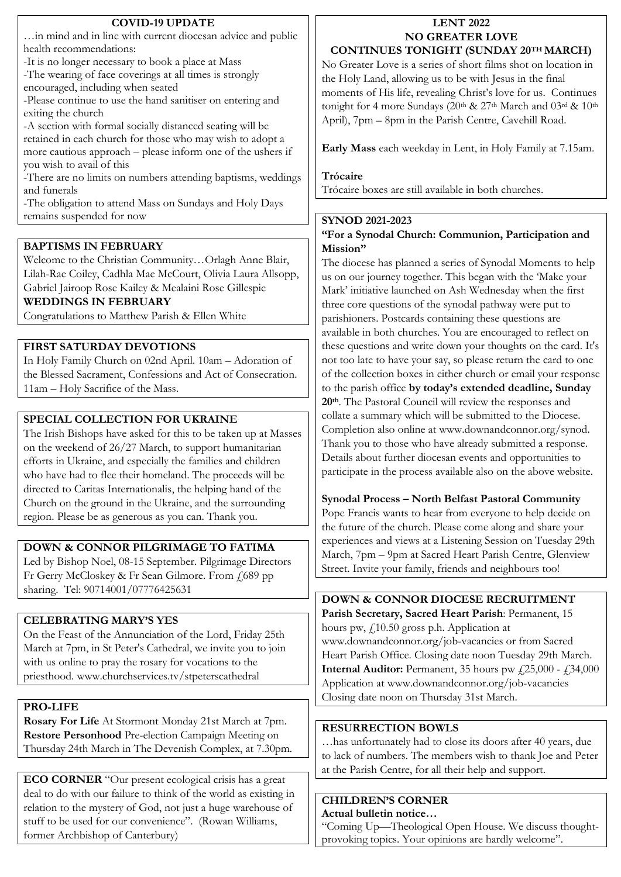## COVID-19 UPDATE

…in mind and in line with current diocesan advice and public health recommendations:

- It is no longer necessary to book a place at Mass
- The wearing of face coverings at all times is strongly encouraged, including when seated
- Please continue to use the hand sanitiser on entering and exiting the church
- A section with formal socially distanced seating will be retained in each church for those who may wish to adopt a more cautious approach – please inform one of the ushers if you wish to avail of this
- There are no limits on numbers attending baptisms, weddings and funerals
- The obligation to attend Mass on Sundays and Holy Days remains suspended for now

## BAPTISMS IN FEBRUARY

Welcome to the Christian Community…Orlagh Anne Blair, Lilah-Rae Coiley, Cadhla Mae McCourt, Olivia Laura Allsopp, Gabriel Jairoop Rose Kailey & Mealaini Rose Gillespie

**WEDDINGS IN FEBRUARY**

Congratulations to Matthew Parish & Ellen White

## FIRST SATURDAY DEVOTIONS

In Holy Family Church on 02nd April. 10am – Adoration of the Blessed Sacrament, Confessions and Act of Consecration. 11am – Holy Sacrifice of the Mass.

## SPECIAL COLLECTION FOR UKRAINE

The Irish Bishops have asked for this to be taken up at Masses on the weekend of 26/27 March, to support humanitarian efforts in Ukraine, and especially the families and children who have had to flee their homeland. The proceeds will be directed to Caritas Internationalis, the helping hand of the Church on the ground in the Ukraine, and the surrounding region. Please be as generous as you can. Thank you.

## DOWN & CONNOR PILGRIMAGE TO FATIMA

Led by Bishop Noel, 08-15 September. Pilgrimage Directors Fr Gerry McCloskey & Fr Sean Gilmore. From £689 pp sharing. Tel: 90714001/07776425631

## CELEBRATING MARY'S YES

On the Feast of the Annunciation of the Lord, Friday 25th March at 7pm, in St Peter's Cathedral, we invite you to join with us online to pray the rosary for vocations to the priesthood. www.churchservices.tv/stpeterscathedral

## PRO-LIFE

**Rosary For Life** At Stormont Monday 21st March at 7pm.
**Restore Personhood** Pre-election Campaign Meeting on Thursday 24th March in The Devenish Complex, at 7.30pm.

**ECO CORNER** "Our present ecological crisis has a great deal to do with our failure to think of the world as existing in relation to the mystery of God, not just a huge warehouse of stuff to be used for our convenience". (Rowan Williams, former Archbishop of Canterbury)

## LENT 2022
## NO GREATER LOVE
## CONTINUES TONIGHT (SUNDAY 20TH MARCH)

No Greater Love is a series of short films shot on location in the Holy Land, allowing us to be with Jesus in the final moments of His life, revealing Christ's love for us. Continues tonight for 4 more Sundays (20th & 27th March and 03rd & 10th April), 7pm – 8pm in the Parish Centre, Cavehill Road.

**Early Mass** each weekday in Lent, in Holy Family at 7.15am.

**Trócaire**

Trócaire boxes are still available in both churches.

## SYNOD 2021-2023

**"For a Synodal Church: Communion, Participation and Mission"**

The diocese has planned a series of Synodal Moments to help us on our journey together. This began with the 'Make your Mark' initiative launched on Ash Wednesday when the first three core questions of the synodal pathway were put to parishioners. Postcards containing these questions are available in both churches. You are encouraged to reflect on these questions and write down your thoughts on the card. It's not too late to have your say, so please return the card to one of the collection boxes in either church or email your response to the parish office **by today's extended deadline, Sunday 20th**. The Pastoral Council will review the responses and collate a summary which will be submitted to the Diocese. Completion also online at www.downandconnor.org/synod. Thank you to those who have already submitted a response. Details about further diocesan events and opportunities to participate in the process available also on the above website.

**Synodal Process – North Belfast Pastoral Community**

Pope Francis wants to hear from everyone to help decide on the future of the church. Please come along and share your experiences and views at a Listening Session on Tuesday 29th March, 7pm – 9pm at Sacred Heart Parish Centre, Glenview Street. Invite your family, friends and neighbours too!

## DOWN & CONNOR DIOCESE RECRUITMENT

**Parish Secretary, Sacred Heart Parish**: Permanent, 15 hours pw, £10.50 gross p.h. Application at www.downandconnor.org/job-vacancies or from Sacred Heart Parish Office. Closing date noon Tuesday 29th March.
**Internal Auditor:** Permanent, 35 hours pw £25,000 - £34,000 Application at www.downandconnor.org/job-vacancies Closing date noon on Thursday 31st March.

## RESURRECTION BOWLS

…has unfortunately had to close its doors after 40 years, due to lack of numbers. The members wish to thank Joe and Peter at the Parish Centre, for all their help and support.

## CHILDREN'S CORNER

**Actual bulletin notice…**

"Coming Up—Theological Open House. We discuss thought-provoking topics. Your opinions are hardly welcome".